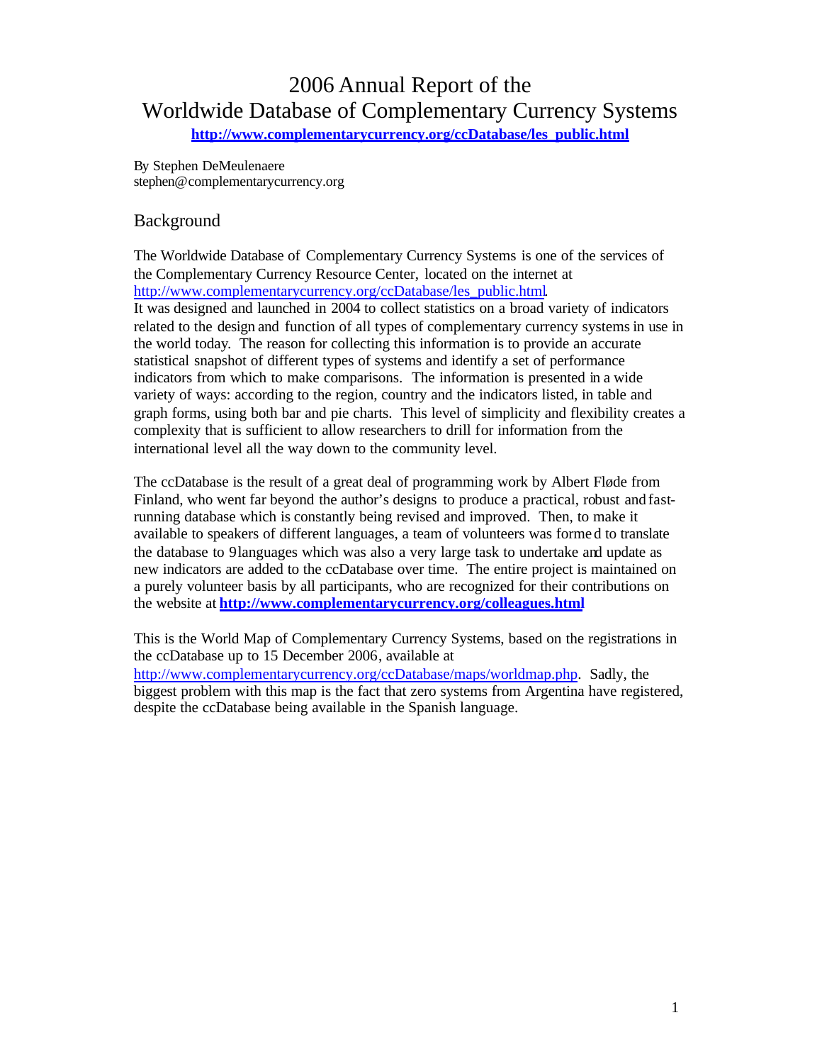# 2006 Annual Report of the Worldwide Database of Complementary Currency Systems

**http://www.complementarycurrency.org/ccDatabase/les_public.html**

By Stephen DeMeulenaere
stephen@complementarycurrency.org

## Background

The Worldwide Database of Complementary Currency Systems is one of the services of the Complementary Currency Resource Center, located on the internet at http://www.complementarycurrency.org/ccDatabase/les_public.html. It was designed and launched in 2004 to collect statistics on a broad variety of indicators related to the design and function of all types of complementary currency systems in use in the world today. The reason for collecting this information is to provide an accurate statistical snapshot of different types of systems and identify a set of performance indicators from which to make comparisons. The information is presented in a wide variety of ways: according to the region, country and the indicators listed, in table and graph forms, using both bar and pie charts. This level of simplicity and flexibility creates a complexity that is sufficient to allow researchers to drill for information from the international level all the way down to the community level.

The ccDatabase is the result of a great deal of programming work by Albert Fløde from Finland, who went far beyond the author's designs to produce a practical, robust and fast-running database which is constantly being revised and improved. Then, to make it available to speakers of different languages, a team of volunteers was formed to translate the database to 9 languages which was also a very large task to undertake and update as new indicators are added to the ccDatabase over time. The entire project is maintained on a purely volunteer basis by all participants, who are recognized for their contributions on the website at **http://www.complementarycurrency.org/colleagues.html**

This is the World Map of Complementary Currency Systems, based on the registrations in the ccDatabase up to 15 December 2006, available at http://www.complementarycurrency.org/ccDatabase/maps/worldmap.php. Sadly, the biggest problem with this map is the fact that zero systems from Argentina have registered, despite the ccDatabase being available in the Spanish language.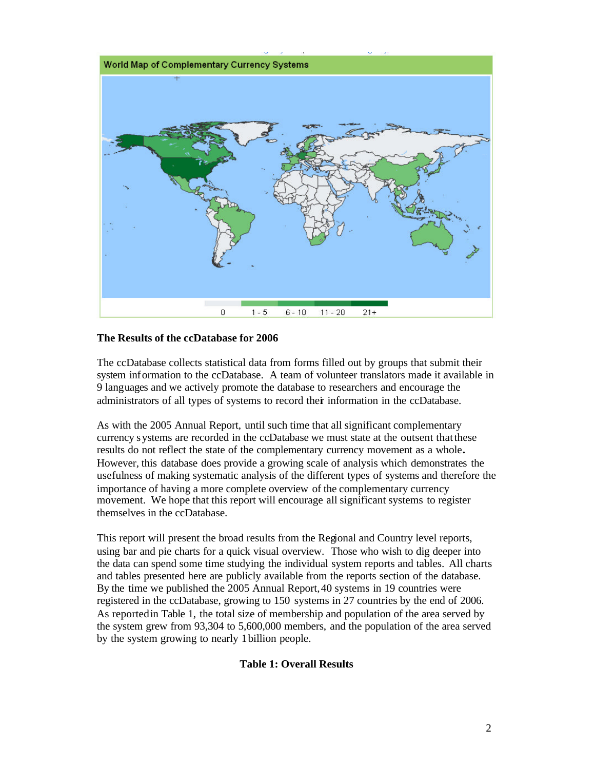World Map of Complementary Currency Systems

0 | 1 - 5 | 6 - 10 | 11 - 20 | 21+

**The Results of the ccDatabase for 2006**

The ccDatabase collects statistical data from forms filled out by groups that submit their system information to the ccDatabase. A team of volunteer translators made it available in 9 languages and we actively promote the database to researchers and encourage the administrators of all types of systems to record their information in the ccDatabase.

As with the 2005 Annual Report, until such time that all significant complementary currency systems are recorded in the ccDatabase we must state at the outsent that these results do not reflect the state of the complementary currency movement as a whole. However, this database does provide a growing scale of analysis which demonstrates the usefulness of making systematic analysis of the different types of systems and therefore the importance of having a more complete overview of the complementary currency movement. We hope that this report will encourage all significant systems to register themselves in the ccDatabase.

This report will present the broad results from the Regional and Country level reports, using bar and pie charts for a quick visual overview. Those who wish to dig deeper into the data can spend some time studying the individual system reports and tables. All charts and tables presented here are publicly available from the reports section of the database. By the time we published the 2005 Annual Report, 40 systems in 19 countries were registered in the ccDatabase, growing to 150 systems in 27 countries by the end of 2006. As reported in Table 1, the total size of membership and population of the area served by the system grew from 93,304 to 5,600,000 members, and the population of the area served by the system growing to nearly 1 billion people.

**Table 1: Overall Results**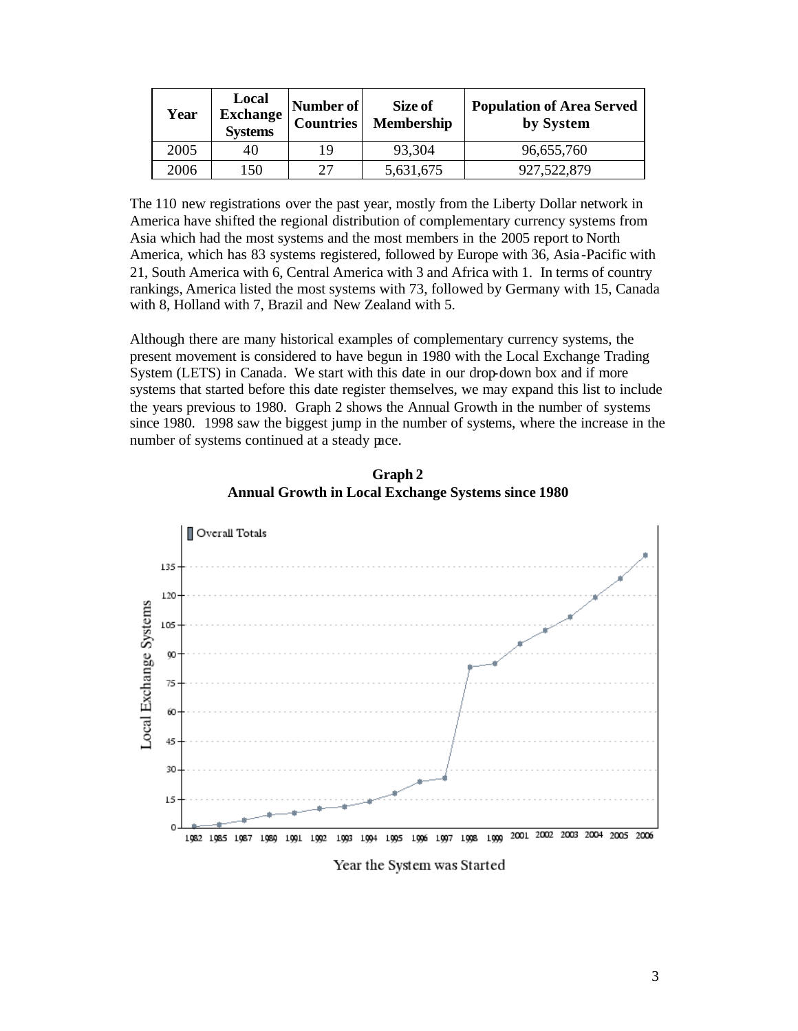| Year | Local Exchange Systems | Number of Countries | Size of Membership | Population of Area Served by System |
|---|---|---|---|---|
| 2005 | 40 | 19 | 93,304 | 96,655,760 |
| 2006 | 150 | 27 | 5,631,675 | 927,522,879 |

The 110 new registrations over the past year, mostly from the Liberty Dollar network in America have shifted the regional distribution of complementary currency systems from Asia which had the most systems and the most members in the 2005 report to North America, which has 83 systems registered, followed by Europe with 36, Asia-Pacific with 21, South America with 6, Central America with 3 and Africa with 1. In terms of country rankings, America listed the most systems with 73, followed by Germany with 15, Canada with 8, Holland with 7, Brazil and New Zealand with 5.

Although there are many historical examples of complementary currency systems, the present movement is considered to have begun in 1980 with the Local Exchange Trading System (LETS) in Canada. We start with this date in our drop-down box and if more systems that started before this date register themselves, we may expand this list to include the years previous to 1980. Graph 2 shows the Annual Growth in the number of systems since 1980. 1998 saw the biggest jump in the number of systems, where the increase in the number of systems continued at a steady pace.

**Graph 2**
**Annual Growth in Local Exchange Systems since 1980**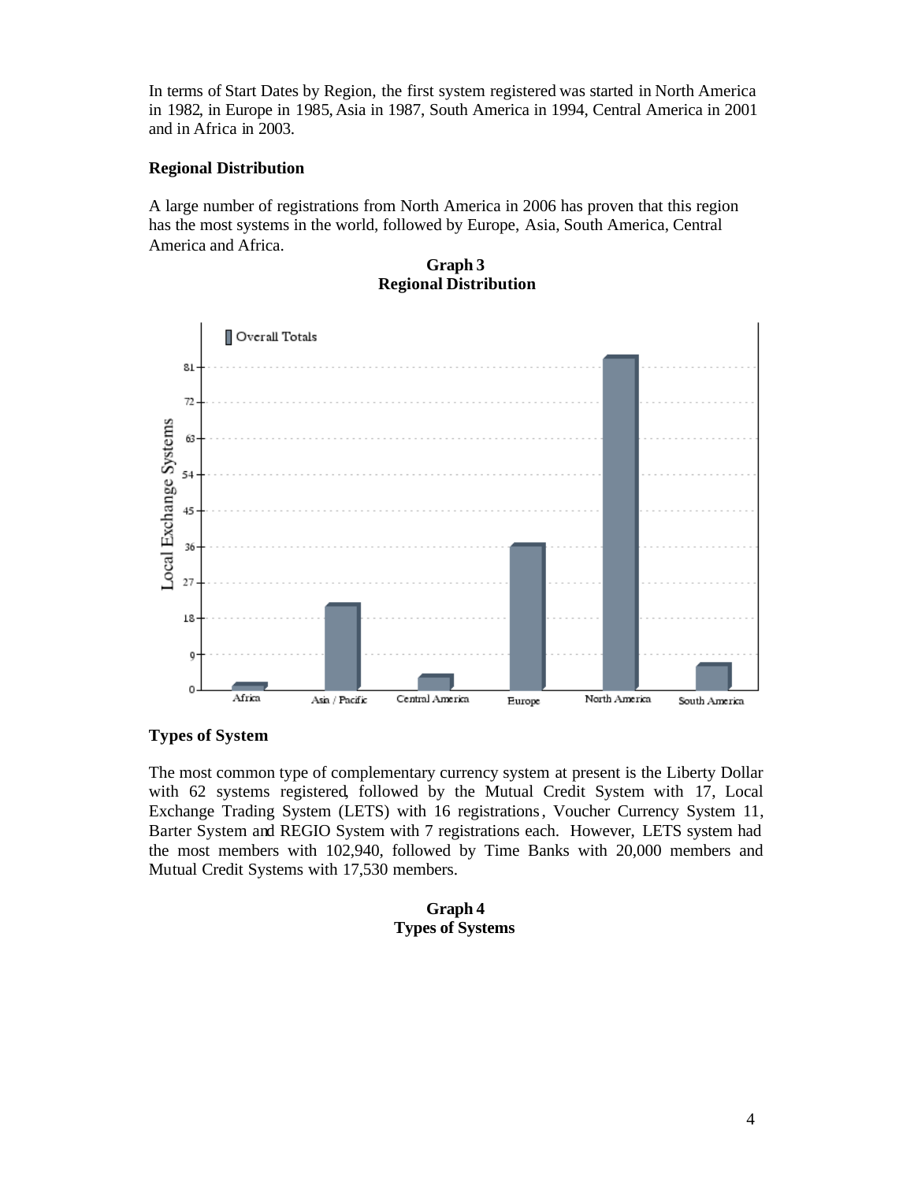In terms of Start Dates by Region, the first system registered was started in North America in 1982, in Europe in 1985, Asia in 1987, South America in 1994, Central America in 2001 and in Africa in 2003.

**Regional Distribution**

A large number of registrations from North America in 2006 has proven that this region has the most systems in the world, followed by Europe, Asia, South America, Central America and Africa.

**Graph 3**
**Regional Distribution**

**Types of System**

The most common type of complementary currency system at present is the Liberty Dollar with 62 systems registered, followed by the Mutual Credit System with 17, Local Exchange Trading System (LETS) with 16 registrations, Voucher Currency System 11, Barter System and REGIO System with 7 registrations each. However, LETS system had the most members with 102,940, followed by Time Banks with 20,000 members and Mutual Credit Systems with 17,530 members.

**Graph 4**
**Types of Systems**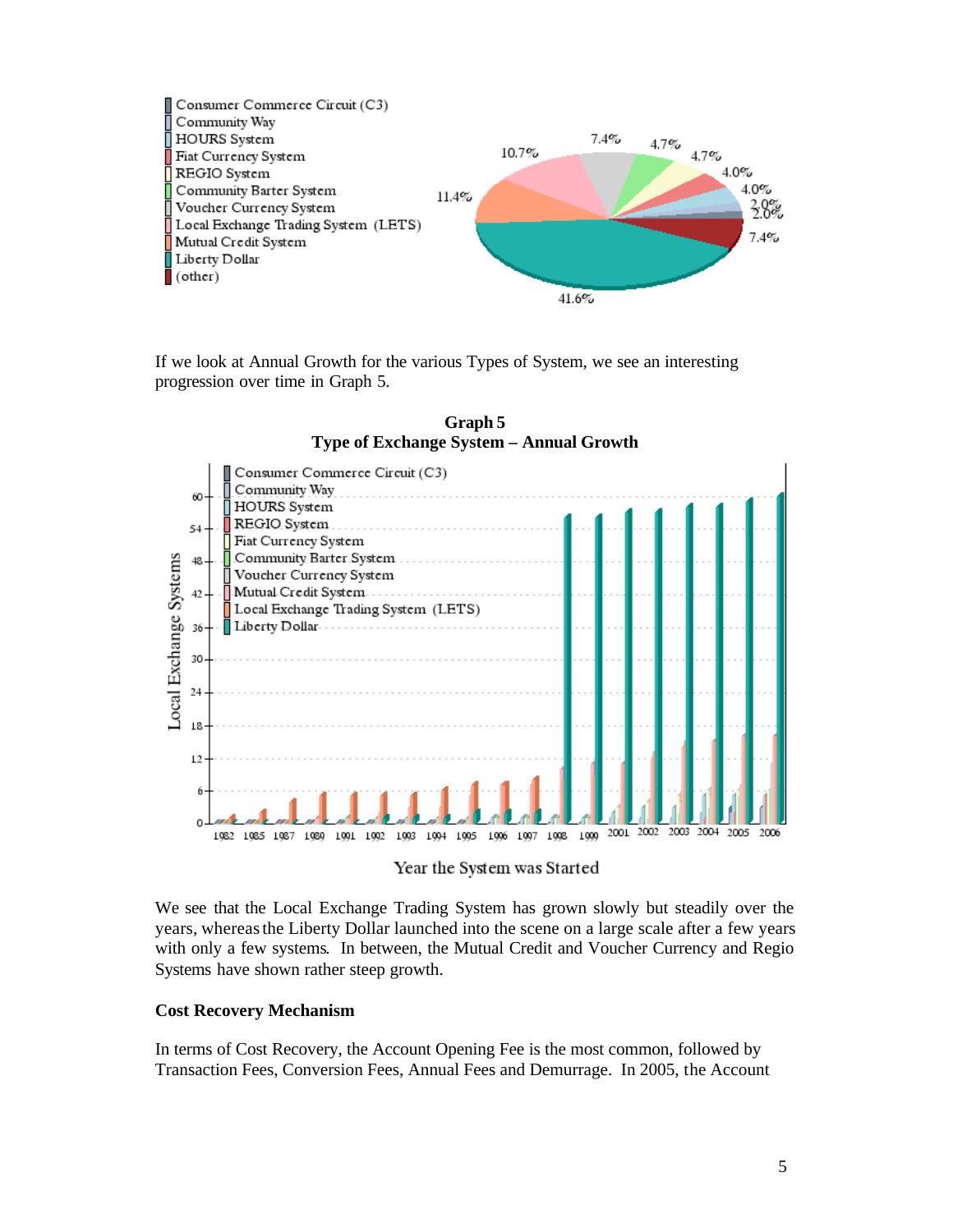If we look at Annual Growth for the various Types of System, we see an interesting progression over time in Graph 5.

**Graph 5**
**Type of Exchange System – Annual Growth**

We see that the Local Exchange Trading System has grown slowly but steadily over the years, whereas the Liberty Dollar launched into the scene on a large scale after a few years with only a few systems. In between, the Mutual Credit and Voucher Currency and Regio Systems have shown rather steep growth.

**Cost Recovery Mechanism**

In terms of Cost Recovery, the Account Opening Fee is the most common, followed by Transaction Fees, Conversion Fees, Annual Fees and Demurrage. In 2005, the Account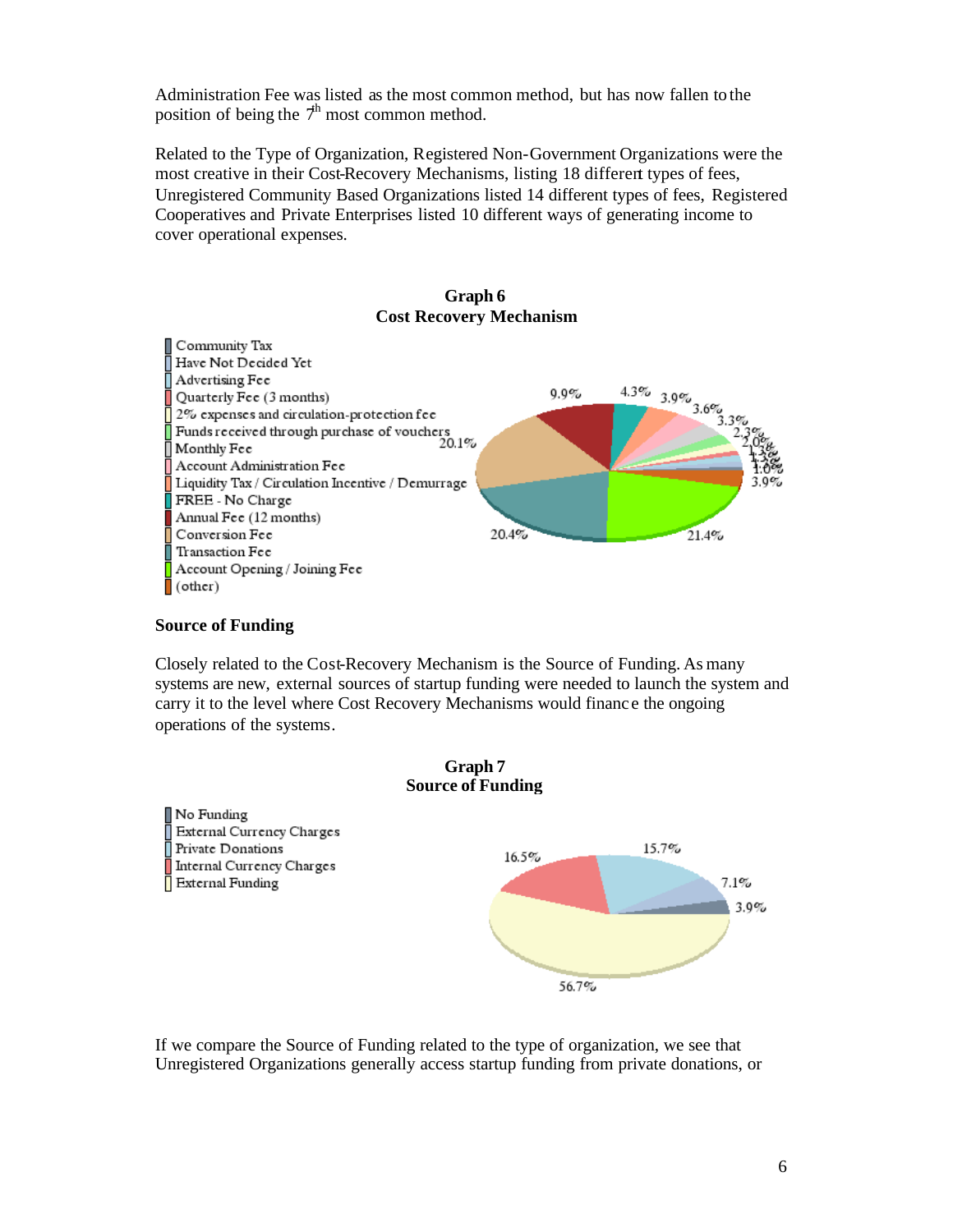Administration Fee was listed as the most common method, but has now fallen to the position of being the 7th most common method.

Related to the Type of Organization, Registered Non-Government Organizations were the most creative in their Cost-Recovery Mechanisms, listing 18 different types of fees, Unregistered Community Based Organizations listed 14 different types of fees, Registered Cooperatives and Private Enterprises listed 10 different ways of generating income to cover operational expenses.

**Graph 6**
**Cost Recovery Mechanism**

- Community Tax
- Have Not Decided Yet
- Advertising Fee
- Quarterly Fee (3 months)
- 2% expenses and circulation-protection fee
- Funds received through purchase of vouchers
- Monthly Fee
- Account Administration Fee
- Liquidity Tax / Circulation Incentive / Demurrage
- FREE - No Charge
- Annual Fee (12 months)
- Conversion Fee
- Transaction Fee
- Account Opening / Joining Fee
- (other)

Values shown: 21.4%, 20.4%, 20.1%, 9.9%, 4.3%, 3.9%, 3.6%, 3.3%, 2.3%, 2.0%, 1.3%, 1.3%, 1.3%, 1.0%, 3.9%

## Source of Funding

Closely related to the Cost-Recovery Mechanism is the Source of Funding. As many systems are new, external sources of startup funding were needed to launch the system and carry it to the level where Cost Recovery Mechanisms would finance the ongoing operations of the systems.

**Graph 7**
**Source of Funding**

- No Funding
- External Currency Charges
- Private Donations
- Internal Currency Charges
- External Funding

Values shown: 56.7%, 16.5%, 15.7%, 7.1%, 3.9%

If we compare the Source of Funding related to the type of organization, we see that Unregistered Organizations generally access startup funding from private donations, or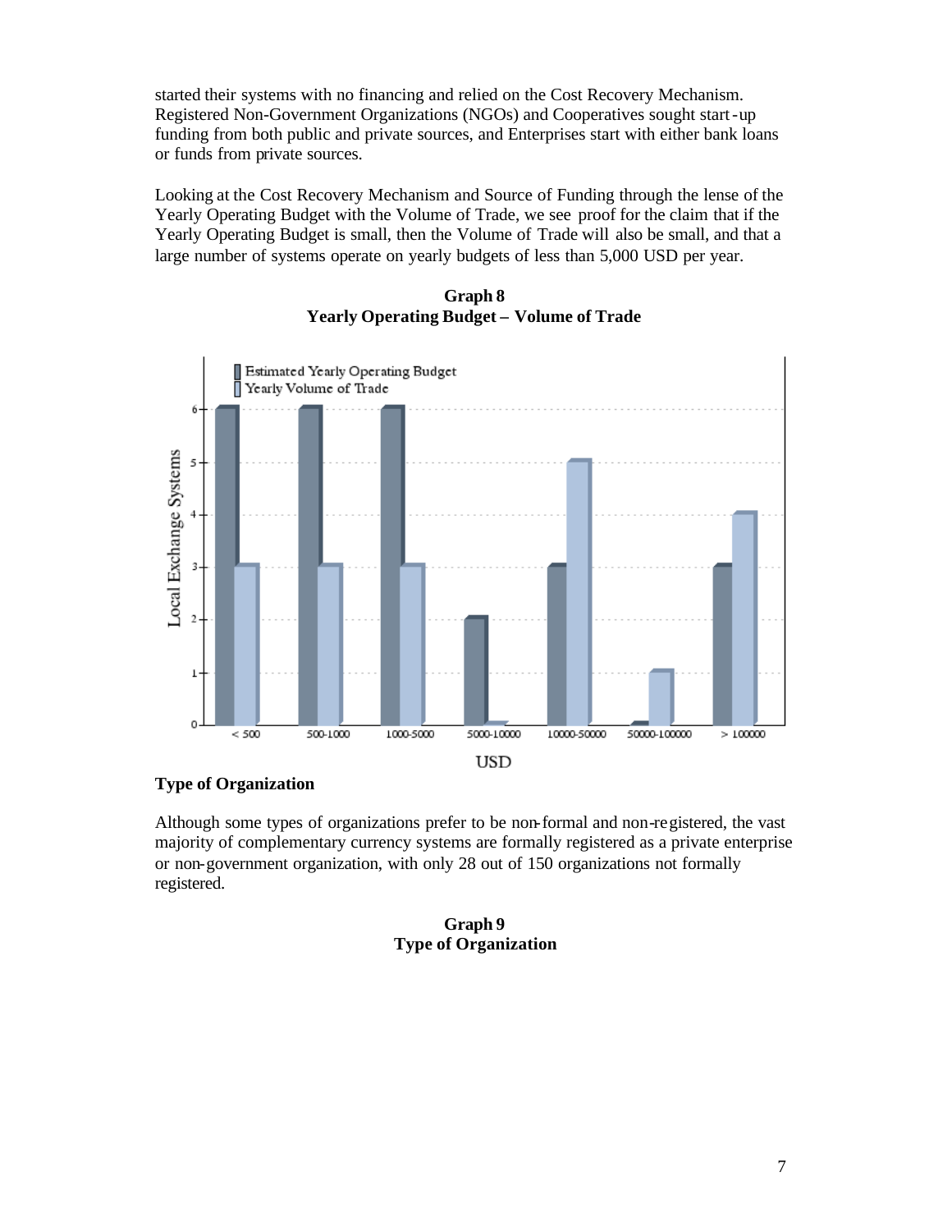started their systems with no financing and relied on the Cost Recovery Mechanism. Registered Non-Government Organizations (NGOs) and Cooperatives sought start-up funding from both public and private sources, and Enterprises start with either bank loans or funds from private sources.

Looking at the Cost Recovery Mechanism and Source of Funding through the lense of the Yearly Operating Budget with the Volume of Trade, we see proof for the claim that if the Yearly Operating Budget is small, then the Volume of Trade will also be small, and that a large number of systems operate on yearly budgets of less than 5,000 USD per year.

**Graph 8**
**Yearly Operating Budget – Volume of Trade**

| USD | Estimated Yearly Operating Budget | Yearly Volume of Trade |
|---|---|---|
| < 500 | 6 | 3 |
| 500-1000 | 6 | 3 |
| 1000-5000 | 6 | 3 |
| 5000-10000 | 2 | 0 |
| 10000-50000 | 3 | 5 |
| 50000-100000 | 0 | 1 |
| > 100000 | 3 | 4 |

### Type of Organization

Although some types of organizations prefer to be non-formal and non-registered, the vast majority of complementary currency systems are formally registered as a private enterprise or non-government organization, with only 28 out of 150 organizations not formally registered.

**Graph 9**
**Type of Organization**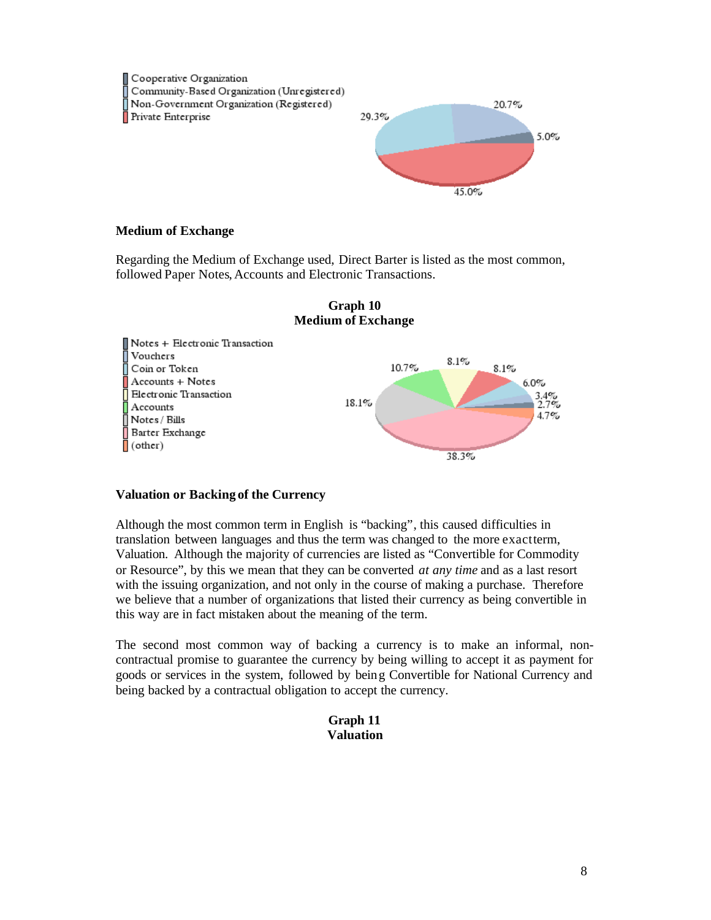Cooperative Organization
Community-Based Organization (Unregistered)
Non-Government Organization (Registered)
Private Enterprise

29.3%
20.7%
5.0%
45.0%

**Medium of Exchange**

Regarding the Medium of Exchange used, Direct Barter is listed as the most common, followed Paper Notes, Accounts and Electronic Transactions.

**Graph 10**
**Medium of Exchange**

Notes + Electronic Transaction
Vouchers
Coin or Token
Accounts + Notes
Electronic Transaction
Accounts
Notes / Bills
Barter Exchange
(other)

10.7%
8.1%
8.1%
6.0%
3.4%
2.7%
4.7%
18.1%
38.3%

**Valuation or Backing of the Currency**

Although the most common term in English is "backing", this caused difficulties in translation between languages and thus the term was changed to the more exact term, Valuation. Although the majority of currencies are listed as "Convertible for Commodity or Resource", by this we mean that they can be converted *at any time* and as a last resort with the issuing organization, and not only in the course of making a purchase. Therefore we believe that a number of organizations that listed their currency as being convertible in this way are in fact mistaken about the meaning of the term.

The second most common way of backing a currency is to make an informal, non-contractual promise to guarantee the currency by being willing to accept it as payment for goods or services in the system, followed by being Convertible for National Currency and being backed by a contractual obligation to accept the currency.

**Graph 11**
**Valuation**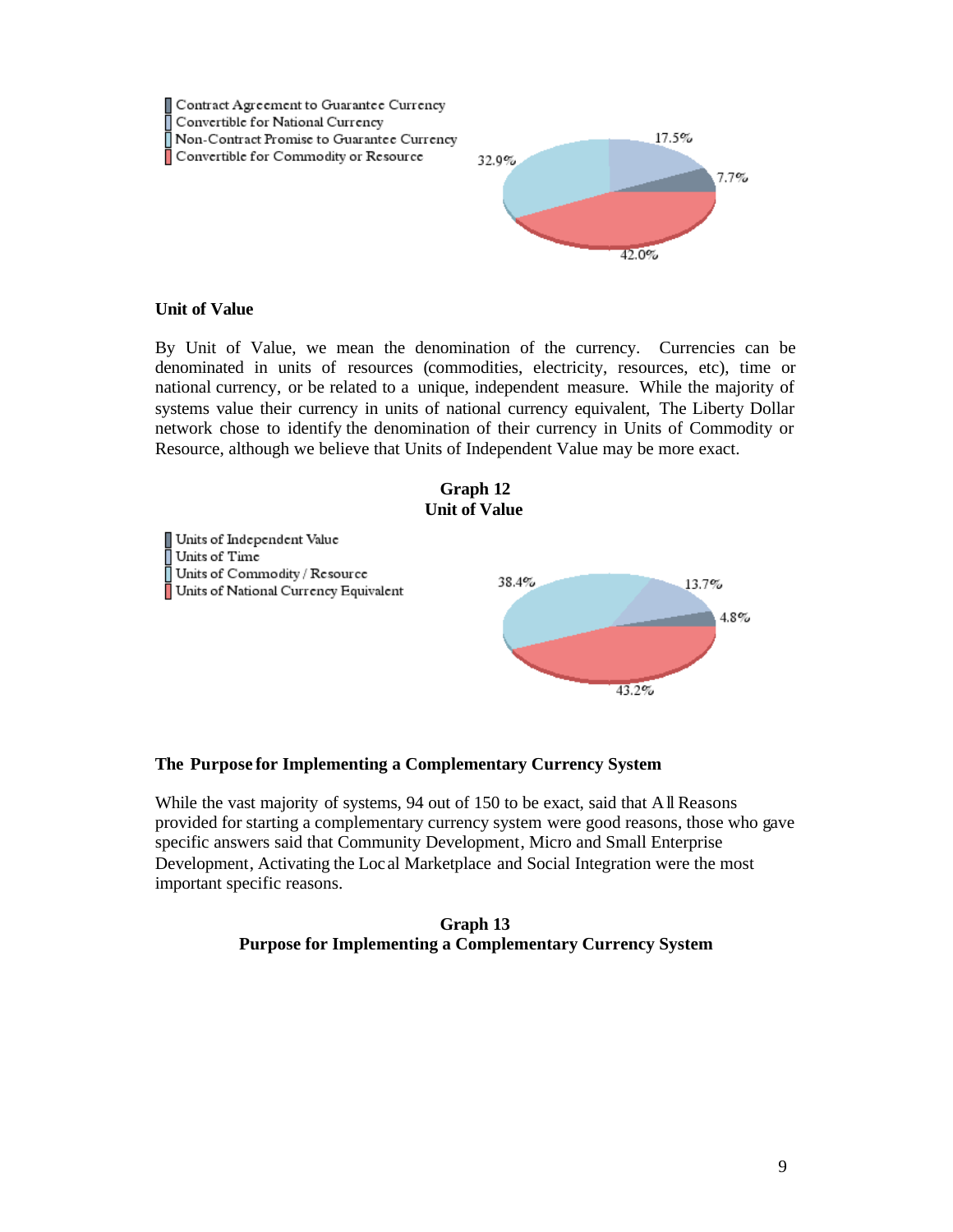- Contract Agreement to Guarantee Currency
- Convertible for National Currency
- Non-Contract Promise to Guarantee Currency
- Convertible for Commodity or Resource

17.5%
7.7%
32.9%
42.0%

**Unit of Value**

By Unit of Value, we mean the denomination of the currency. Currencies can be denominated in units of resources (commodities, electricity, resources, etc), time or national currency, or be related to a unique, independent measure. While the majority of systems value their currency in units of national currency equivalent, The Liberty Dollar network chose to identify the denomination of their currency in Units of Commodity or Resource, although we believe that Units of Independent Value may be more exact.

**Graph 12**
**Unit of Value**

- Units of Independent Value
- Units of Time
- Units of Commodity / Resource
- Units of National Currency Equivalent

38.4%
13.7%
4.8%
43.2%

**The Purpose for Implementing a Complementary Currency System**

While the vast majority of systems, 94 out of 150 to be exact, said that All Reasons provided for starting a complementary currency system were good reasons, those who gave specific answers said that Community Development, Micro and Small Enterprise Development, Activating the Local Marketplace and Social Integration were the most important specific reasons.

**Graph 13**
**Purpose for Implementing a Complementary Currency System**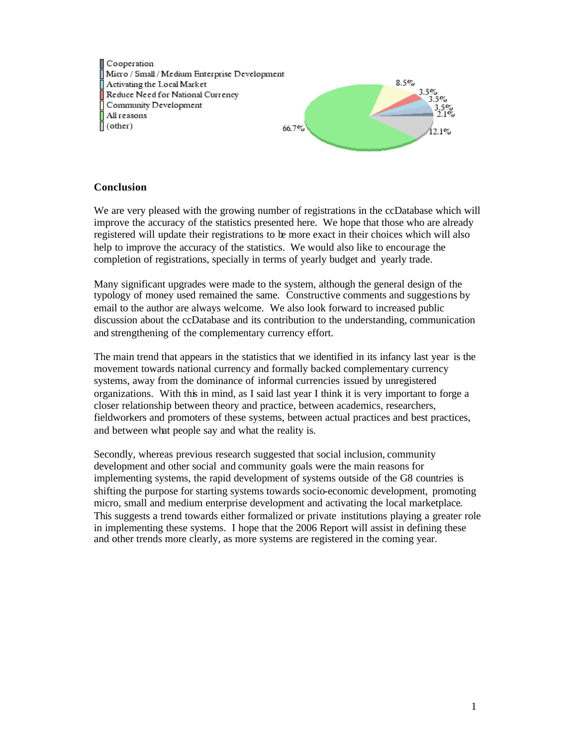- Cooperation
- Micro / Small / Medium Enterprise Development
- Activating the Local Market
- Reduce Need for National Currency
- Community Development
- All reasons
- (other)

66.7% 8.5% 3.5% 3.5% 3.5% 2.1% 12.1%

## Conclusion

We are very pleased with the growing number of registrations in the ccDatabase which will improve the accuracy of the statistics presented here. We hope that those who are already registered will update their registrations to be more exact in their choices which will also help to improve the accuracy of the statistics. We would also like to encourage the completion of registrations, specially in terms of yearly budget and yearly trade.

Many significant upgrades were made to the system, although the general design of the typology of money used remained the same. Constructive comments and suggestions by email to the author are always welcome. We also look forward to increased public discussion about the ccDatabase and its contribution to the understanding, communication and strengthening of the complementary currency effort.

The main trend that appears in the statistics that we identified in its infancy last year is the movement towards national currency and formally backed complementary currency systems, away from the dominance of informal currencies issued by unregistered organizations. With this in mind, as I said last year I think it is very important to forge a closer relationship between theory and practice, between academics, researchers, fieldworkers and promoters of these systems, between actual practices and best practices, and between what people say and what the reality is.

Secondly, whereas previous research suggested that social inclusion, community development and other social and community goals were the main reasons for implementing systems, the rapid development of systems outside of the G8 countries is shifting the purpose for starting systems towards socio-economic development, promoting micro, small and medium enterprise development and activating the local marketplace. This suggests a trend towards either formalized or private institutions playing a greater role in implementing these systems. I hope that the 2006 Report will assist in defining these and other trends more clearly, as more systems are registered in the coming year.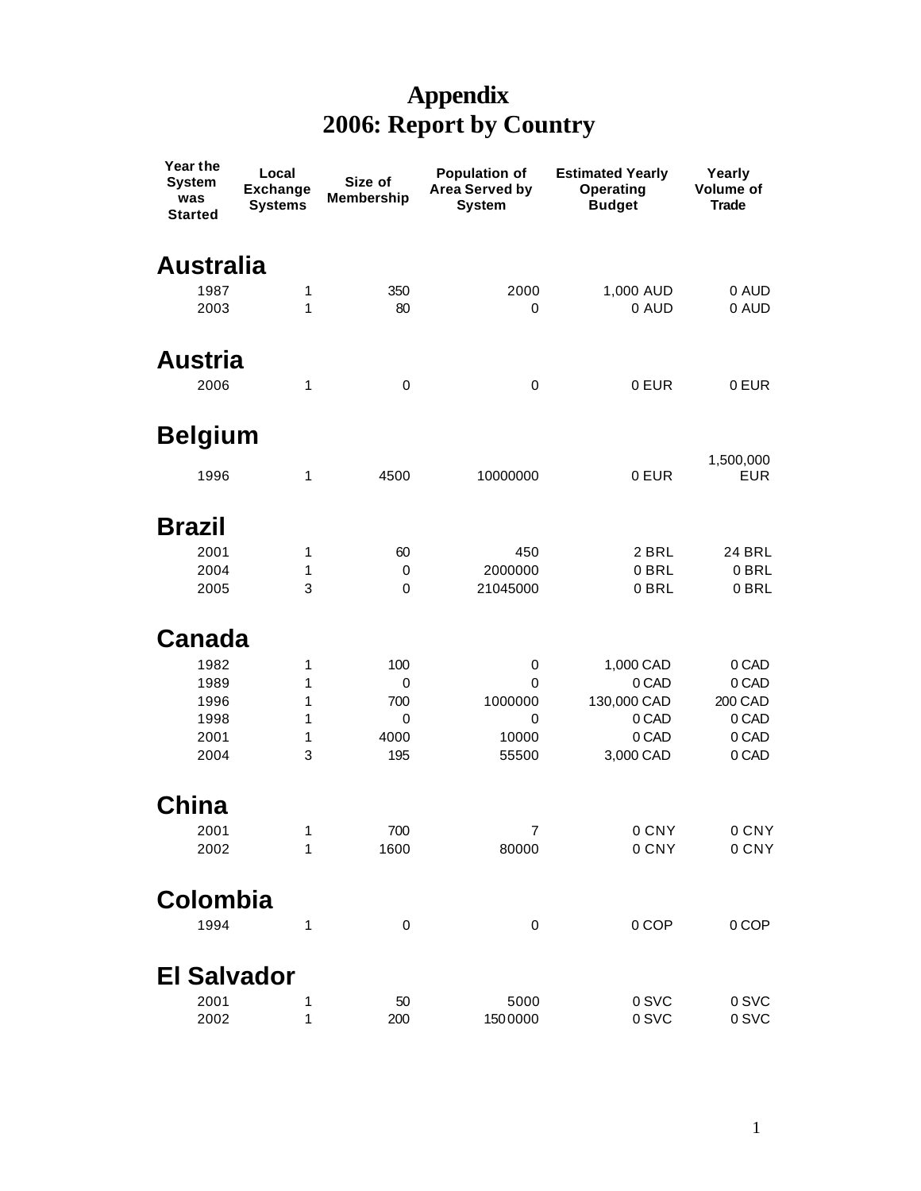# Appendix
# 2006: Report by Country

| Year the System was Started | Local Exchange Systems | Size of Membership | Population of Area Served by System | Estimated Yearly Operating Budget | Yearly Volume of Trade |
|---|---|---|---|---|---|
| **Australia** | | | | | |
| 1987 | 1 | 350 | 2000 | 1,000 AUD | 0 AUD |
| 2003 | 1 | 80 | 0 | 0 AUD | 0 AUD |
| **Austria** | | | | | |
| 2006 | 1 | 0 | 0 | 0 EUR | 0 EUR |
| **Belgium** | | | | | |
| 1996 | 1 | 4500 | 10000000 | 0 EUR | 1,500,000 EUR |
| **Brazil** | | | | | |
| 2001 | 1 | 60 | 450 | 2 BRL | 24 BRL |
| 2004 | 1 | 0 | 2000000 | 0 BRL | 0 BRL |
| 2005 | 3 | 0 | 21045000 | 0 BRL | 0 BRL |
| **Canada** | | | | | |
| 1982 | 1 | 100 | 0 | 1,000 CAD | 0 CAD |
| 1989 | 1 | 0 | 0 | 0 CAD | 0 CAD |
| 1996 | 1 | 700 | 1000000 | 130,000 CAD | 200 CAD |
| 1998 | 1 | 0 | 0 | 0 CAD | 0 CAD |
| 2001 | 1 | 4000 | 10000 | 0 CAD | 0 CAD |
| 2004 | 3 | 195 | 55500 | 3,000 CAD | 0 CAD |
| **China** | | | | | |
| 2001 | 1 | 700 | 7 | 0 CNY | 0 CNY |
| 2002 | 1 | 1600 | 80000 | 0 CNY | 0 CNY |
| **Colombia** | | | | | |
| 1994 | 1 | 0 | 0 | 0 COP | 0 COP |
| **El Salvador** | | | | | |
| 2001 | 1 | 50 | 5000 | 0 SVC | 0 SVC |
| 2002 | 1 | 200 | 1500000 | 0 SVC | 0 SVC |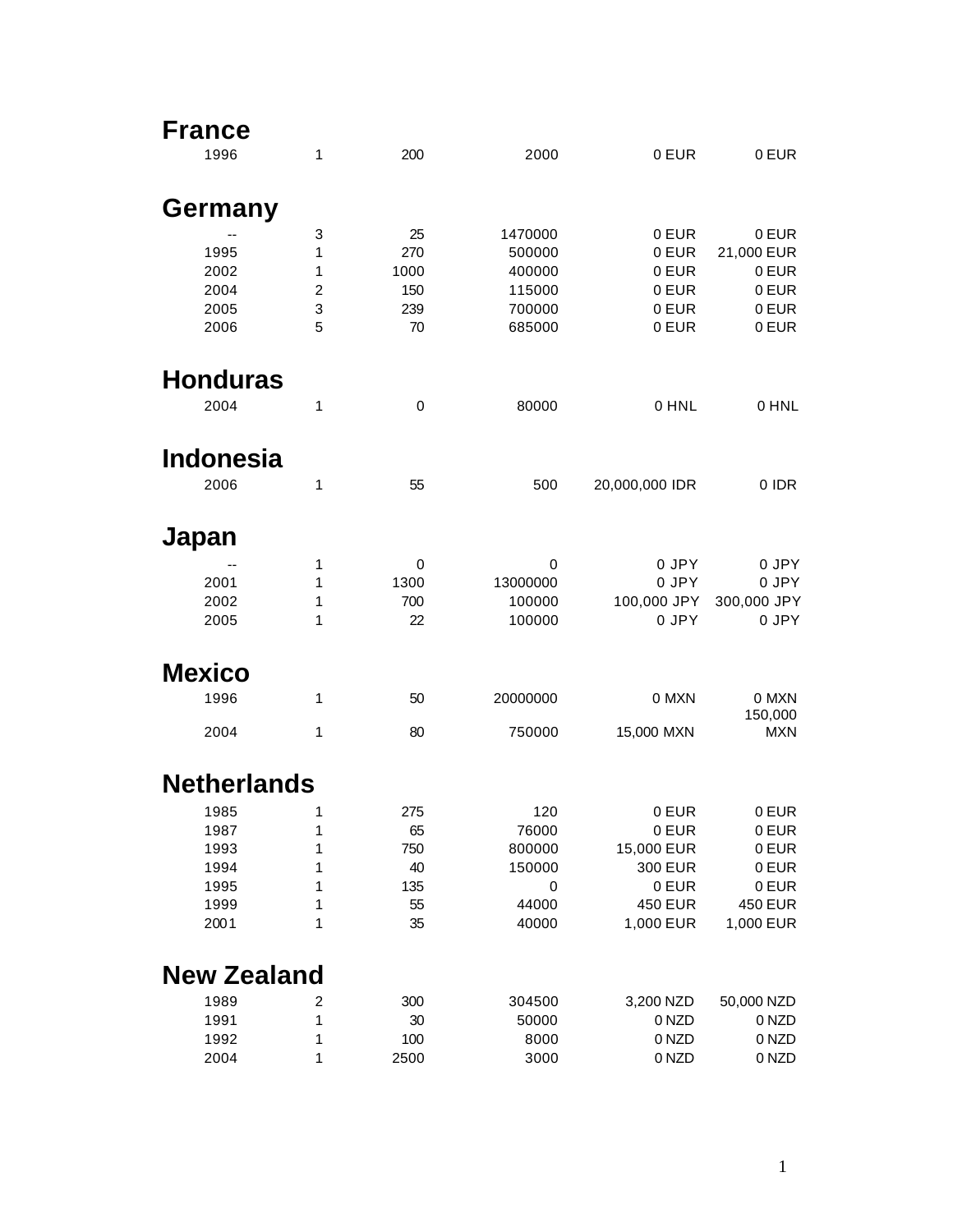## France

| | | | | | |
|---|---|---|---|---|---|
| 1996 | 1 | 200 | 2000 | 0 EUR | 0 EUR |

## Germany

| | | | | | |
|---|---|---|---|---|---|
| -- | 3 | 25 | 1470000 | 0 EUR | 0 EUR |
| 1995 | 1 | 270 | 500000 | 0 EUR | 21,000 EUR |
| 2002 | 1 | 1000 | 400000 | 0 EUR | 0 EUR |
| 2004 | 2 | 150 | 115000 | 0 EUR | 0 EUR |
| 2005 | 3 | 239 | 700000 | 0 EUR | 0 EUR |
| 2006 | 5 | 70 | 685000 | 0 EUR | 0 EUR |

## Honduras

| | | | | | |
|---|---|---|---|---|---|
| 2004 | 1 | 0 | 80000 | 0 HNL | 0 HNL |

## Indonesia

| | | | | | |
|---|---|---|---|---|---|
| 2006 | 1 | 55 | 500 | 20,000,000 IDR | 0 IDR |

## Japan

| | | | | | |
|---|---|---|---|---|---|
| -- | 1 | 0 | 0 | 0 JPY | 0 JPY |
| 2001 | 1 | 1300 | 13000000 | 0 JPY | 0 JPY |
| 2002 | 1 | 700 | 100000 | 100,000 JPY | 300,000 JPY |
| 2005 | 1 | 22 | 100000 | 0 JPY | 0 JPY |

## Mexico

| | | | | | |
|---|---|---|---|---|---|
| 1996 | 1 | 50 | 20000000 | 0 MXN | 0 MXN |
| 2004 | 1 | 80 | 750000 | 15,000 MXN | 150,000 MXN |

## Netherlands

| | | | | | |
|---|---|---|---|---|---|
| 1985 | 1 | 275 | 120 | 0 EUR | 0 EUR |
| 1987 | 1 | 65 | 76000 | 0 EUR | 0 EUR |
| 1993 | 1 | 750 | 800000 | 15,000 EUR | 0 EUR |
| 1994 | 1 | 40 | 150000 | 300 EUR | 0 EUR |
| 1995 | 1 | 135 | 0 | 0 EUR | 0 EUR |
| 1999 | 1 | 55 | 44000 | 450 EUR | 450 EUR |
| 2001 | 1 | 35 | 40000 | 1,000 EUR | 1,000 EUR |

## New Zealand

| | | | | | |
|---|---|---|---|---|---|
| 1989 | 2 | 300 | 304500 | 3,200 NZD | 50,000 NZD |
| 1991 | 1 | 30 | 50000 | 0 NZD | 0 NZD |
| 1992 | 1 | 100 | 8000 | 0 NZD | 0 NZD |
| 2004 | 1 | 2500 | 3000 | 0 NZD | 0 NZD |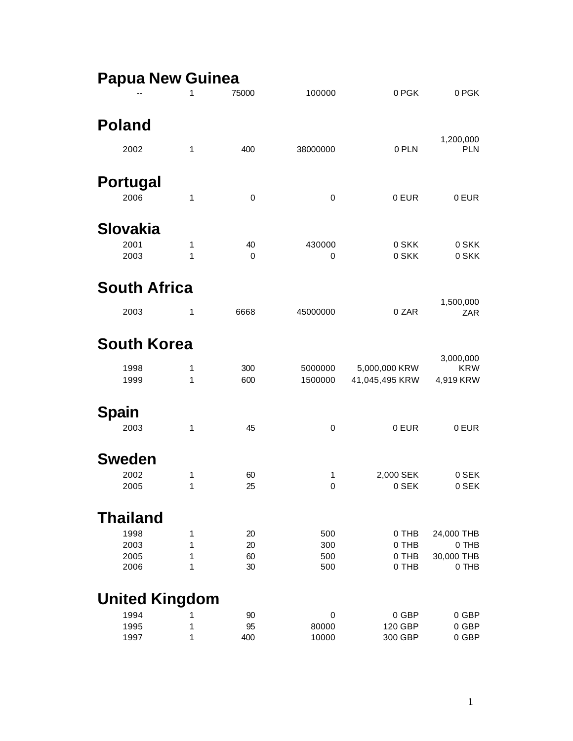## Papua New Guinea

| | | | | | |
|---|---|---|---|---|---|
| -- | 1 | 75000 | 100000 | 0 PGK | 0 PGK |

## Poland

| | | | | | |
|---|---|---|---|---|---|
| 2002 | 1 | 400 | 38000000 | 0 PLN | 1,200,000 PLN |

## Portugal

| | | | | | |
|---|---|---|---|---|---|
| 2006 | 1 | 0 | 0 | 0 EUR | 0 EUR |

## Slovakia

| | | | | | |
|---|---|---|---|---|---|
| 2001 | 1 | 40 | 430000 | 0 SKK | 0 SKK |
| 2003 | 1 | 0 | 0 | 0 SKK | 0 SKK |

## South Africa

| | | | | | |
|---|---|---|---|---|---|
| 2003 | 1 | 6668 | 45000000 | 0 ZAR | 1,500,000 ZAR |

## South Korea

| | | | | | |
|---|---|---|---|---|---|
| 1998 | 1 | 300 | 5000000 | 5,000,000 KRW | 3,000,000 KRW |
| 1999 | 1 | 600 | 1500000 | 41,045,495 KRW | 4,919 KRW |

## Spain

| | | | | | |
|---|---|---|---|---|---|
| 2003 | 1 | 45 | 0 | 0 EUR | 0 EUR |

## Sweden

| | | | | | |
|---|---|---|---|---|---|
| 2002 | 1 | 60 | 1 | 2,000 SEK | 0 SEK |
| 2005 | 1 | 25 | 0 | 0 SEK | 0 SEK |

## Thailand

| | | | | | |
|---|---|---|---|---|---|
| 1998 | 1 | 20 | 500 | 0 THB | 24,000 THB |
| 2003 | 1 | 20 | 300 | 0 THB | 0 THB |
| 2005 | 1 | 60 | 500 | 0 THB | 30,000 THB |
| 2006 | 1 | 30 | 500 | 0 THB | 0 THB |

## United Kingdom

| | | | | | |
|---|---|---|---|---|---|
| 1994 | 1 | 90 | 0 | 0 GBP | 0 GBP |
| 1995 | 1 | 95 | 80000 | 120 GBP | 0 GBP |
| 1997 | 1 | 400 | 10000 | 300 GBP | 0 GBP |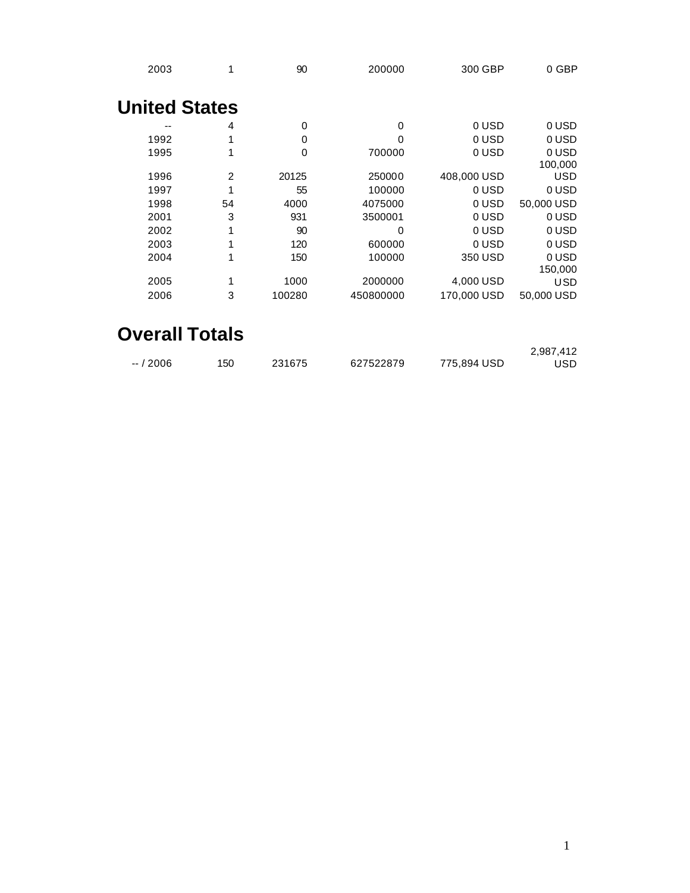| | | | | | |
|---|---|---|---|---|---|
| 2003 | 1 | 90 | 200000 | 300 GBP | 0 GBP |

## United States

| | | | | | |
|---|---|---|---|---|---|
| -- | 4 | 0 | 0 | 0 USD | 0 USD |
| 1992 | 1 | 0 | 0 | 0 USD | 0 USD |
| 1995 | 1 | 0 | 700000 | 0 USD | 0 USD |
| 1996 | 2 | 20125 | 250000 | 408,000 USD | 100,000 USD |
| 1997 | 1 | 55 | 100000 | 0 USD | 0 USD |
| 1998 | 54 | 4000 | 4075000 | 0 USD | 50,000 USD |
| 2001 | 3 | 931 | 3500001 | 0 USD | 0 USD |
| 2002 | 1 | 90 | 0 | 0 USD | 0 USD |
| 2003 | 1 | 120 | 600000 | 0 USD | 0 USD |
| 2004 | 1 | 150 | 100000 | 350 USD | 0 USD |
| 2005 | 1 | 1000 | 2000000 | 4,000 USD | 150,000 USD |
| 2006 | 3 | 100280 | 450800000 | 170,000 USD | 50,000 USD |

## Overall Totals

| | | | | | |
|---|---|---|---|---|---|
| -- / 2006 | 150 | 231675 | 627522879 | 775,894 USD | 2,987,412 USD |